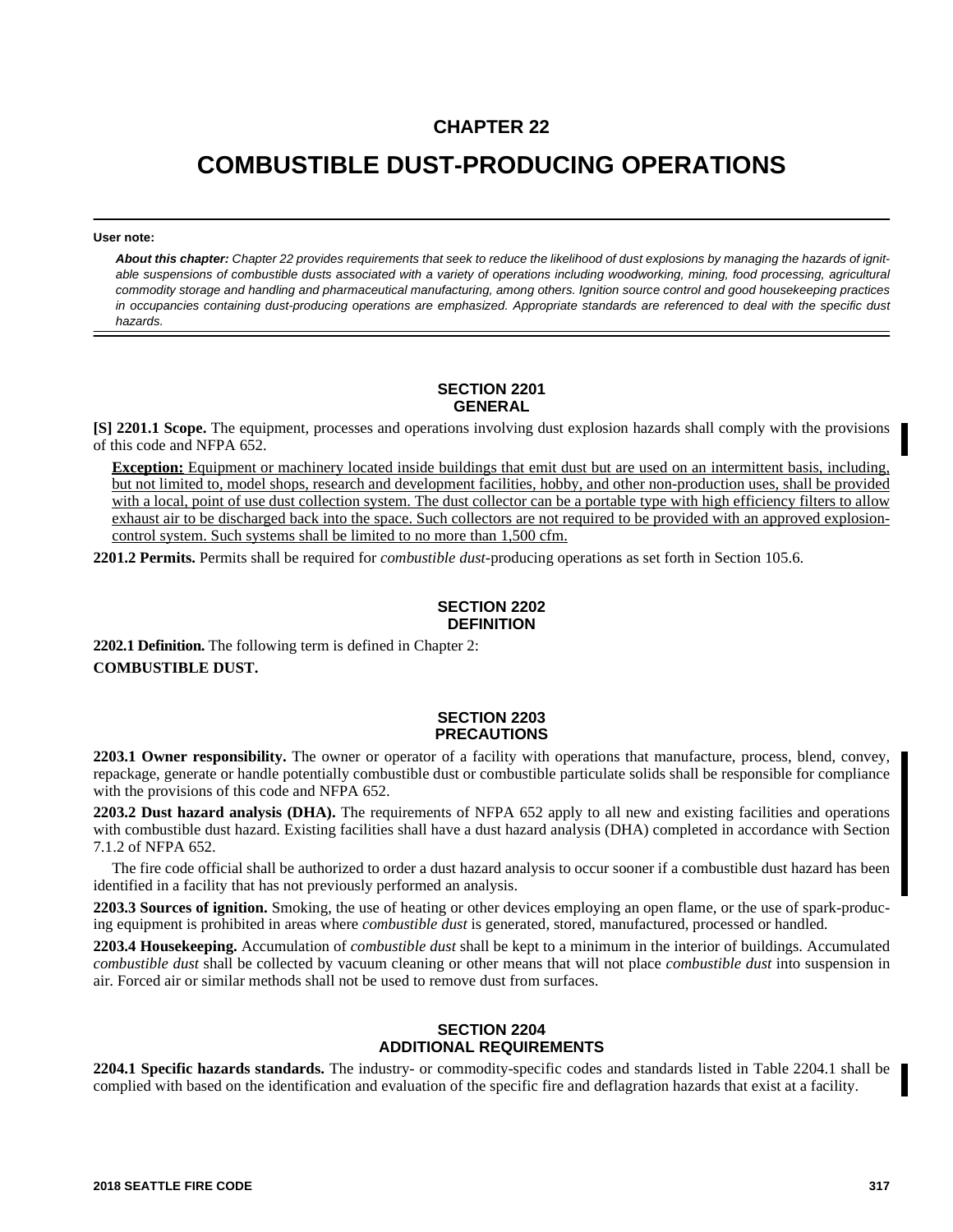# CHAPTER 22

# COMBUSTIBLE DUST-PRODUCING OPERATIONS

**User note:**

***About this chapter:*** *Chapter 22 provides requirements that seek to reduce the likelihood of dust explosions by managing the hazards of ignitable suspensions of combustible dusts associated with a variety of operations including woodworking, mining, food processing, agricultural commodity storage and handling and pharmaceutical manufacturing, among others. Ignition source control and good housekeeping practices in occupancies containing dust-producing operations are emphasized. Appropriate standards are referenced to deal with the specific dust hazards.*

## SECTION 2201 GENERAL

**[S] 2201.1 Scope.** The equipment, processes and operations involving dust explosion hazards shall comply with the provisions of this code and NFPA 652.

**Exception:** Equipment or machinery located inside buildings that emit dust but are used on an intermittent basis, including, but not limited to, model shops, research and development facilities, hobby, and other non-production uses, shall be provided with a local, point of use dust collection system. The dust collector can be a portable type with high efficiency filters to allow exhaust air to be discharged back into the space. Such collectors are not required to be provided with an approved explosion-control system. Such systems shall be limited to no more than 1,500 cfm.

**2201.2 Permits.** Permits shall be required for *combustible dust*-producing operations as set forth in Section 105.6.

## SECTION 2202 DEFINITION

**2202.1 Definition.** The following term is defined in Chapter 2:

**COMBUSTIBLE DUST.**

## SECTION 2203 PRECAUTIONS

**2203.1 Owner responsibility.** The owner or operator of a facility with operations that manufacture, process, blend, convey, repackage, generate or handle potentially combustible dust or combustible particulate solids shall be responsible for compliance with the provisions of this code and NFPA 652.

**2203.2 Dust hazard analysis (DHA).** The requirements of NFPA 652 apply to all new and existing facilities and operations with combustible dust hazard. Existing facilities shall have a dust hazard analysis (DHA) completed in accordance with Section 7.1.2 of NFPA 652.

The fire code official shall be authorized to order a dust hazard analysis to occur sooner if a combustible dust hazard has been identified in a facility that has not previously performed an analysis.

**2203.3 Sources of ignition.** Smoking, the use of heating or other devices employing an open flame, or the use of spark-producing equipment is prohibited in areas where *combustible dust* is generated, stored, manufactured, processed or handled.

**2203.4 Housekeeping.** Accumulation of *combustible dust* shall be kept to a minimum in the interior of buildings. Accumulated *combustible dust* shall be collected by vacuum cleaning or other means that will not place *combustible dust* into suspension in air. Forced air or similar methods shall not be used to remove dust from surfaces.

## SECTION 2204 ADDITIONAL REQUIREMENTS

**2204.1 Specific hazards standards.** The industry- or commodity-specific codes and standards listed in Table 2204.1 shall be complied with based on the identification and evaluation of the specific fire and deflagration hazards that exist at a facility.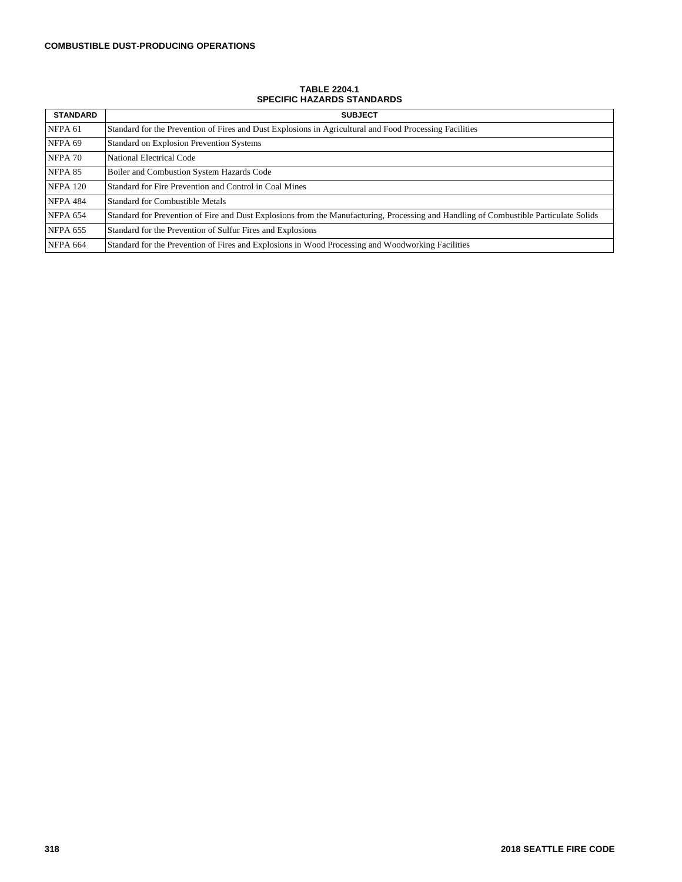**TABLE 2204.1**
**SPECIFIC HAZARDS STANDARDS**

| STANDARD | SUBJECT |
|---|---|
| NFPA 61 | Standard for the Prevention of Fires and Dust Explosions in Agricultural and Food Processing Facilities |
| NFPA 69 | Standard on Explosion Prevention Systems |
| NFPA 70 | National Electrical Code |
| NFPA 85 | Boiler and Combustion System Hazards Code |
| NFPA 120 | Standard for Fire Prevention and Control in Coal Mines |
| NFPA 484 | Standard for Combustible Metals |
| NFPA 654 | Standard for Prevention of Fire and Dust Explosions from the Manufacturing, Processing and Handling of Combustible Particulate Solids |
| NFPA 655 | Standard for the Prevention of Sulfur Fires and Explosions |
| NFPA 664 | Standard for the Prevention of Fires and Explosions in Wood Processing and Woodworking Facilities |